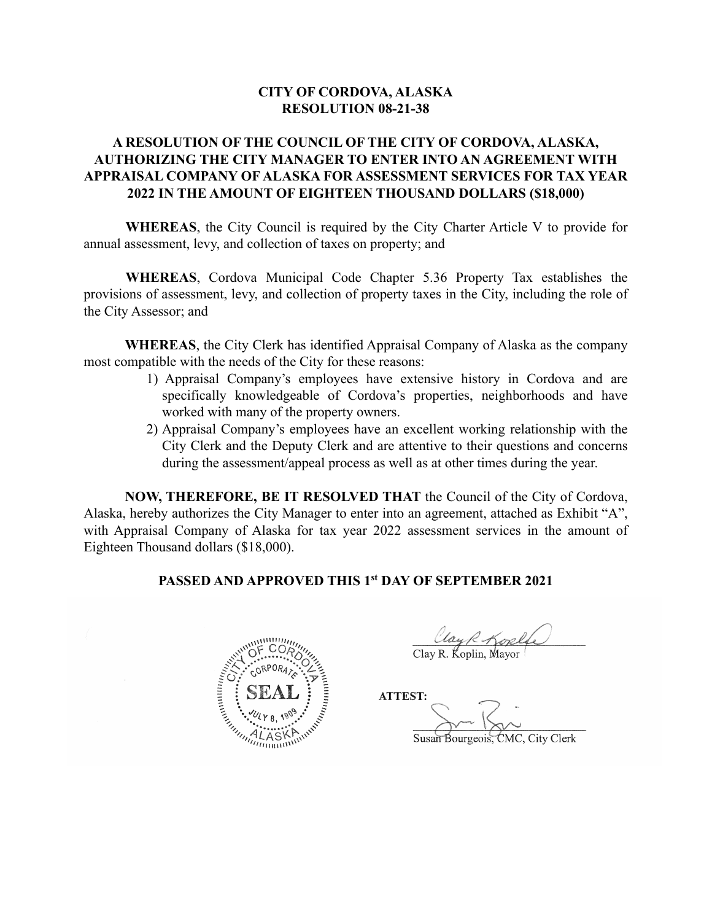# CITY OF CORDOVA, ALASKA
## RESOLUTION 08-21-38

### A RESOLUTION OF THE COUNCIL OF THE CITY OF CORDOVA, ALASKA, AUTHORIZING THE CITY MANAGER TO ENTER INTO AN AGREEMENT WITH APPRAISAL COMPANY OF ALASKA FOR ASSESSMENT SERVICES FOR TAX YEAR 2022 IN THE AMOUNT OF EIGHTEEN THOUSAND DOLLARS ($18,000)

**WHEREAS**, the City Council is required by the City Charter Article V to provide for annual assessment, levy, and collection of taxes on property; and

**WHEREAS**, Cordova Municipal Code Chapter 5.36 Property Tax establishes the provisions of assessment, levy, and collection of property taxes in the City, including the role of the City Assessor; and

**WHEREAS**, the City Clerk has identified Appraisal Company of Alaska as the company most compatible with the needs of the City for these reasons:

1) Appraisal Company's employees have extensive history in Cordova and are specifically knowledgeable of Cordova's properties, neighborhoods and have worked with many of the property owners.
2) Appraisal Company's employees have an excellent working relationship with the City Clerk and the Deputy Clerk and are attentive to their questions and concerns during the assessment/appeal process as well as at other times during the year.

**NOW, THEREFORE, BE IT RESOLVED THAT** the Council of the City of Cordova, Alaska, hereby authorizes the City Manager to enter into an agreement, attached as Exhibit "A", with Appraisal Company of Alaska for tax year 2022 assessment services in the amount of Eighteen Thousand dollars ($18,000).

**PASSED AND APPROVED THIS 1st DAY OF SEPTEMBER 2021**

CITY OF CORDOVA CORPORATE SEAL JULY 8, 1909 ALASKA

Clay R. Koplin, Mayor

**ATTEST:**

Susan Bourgeois, CMC, City Clerk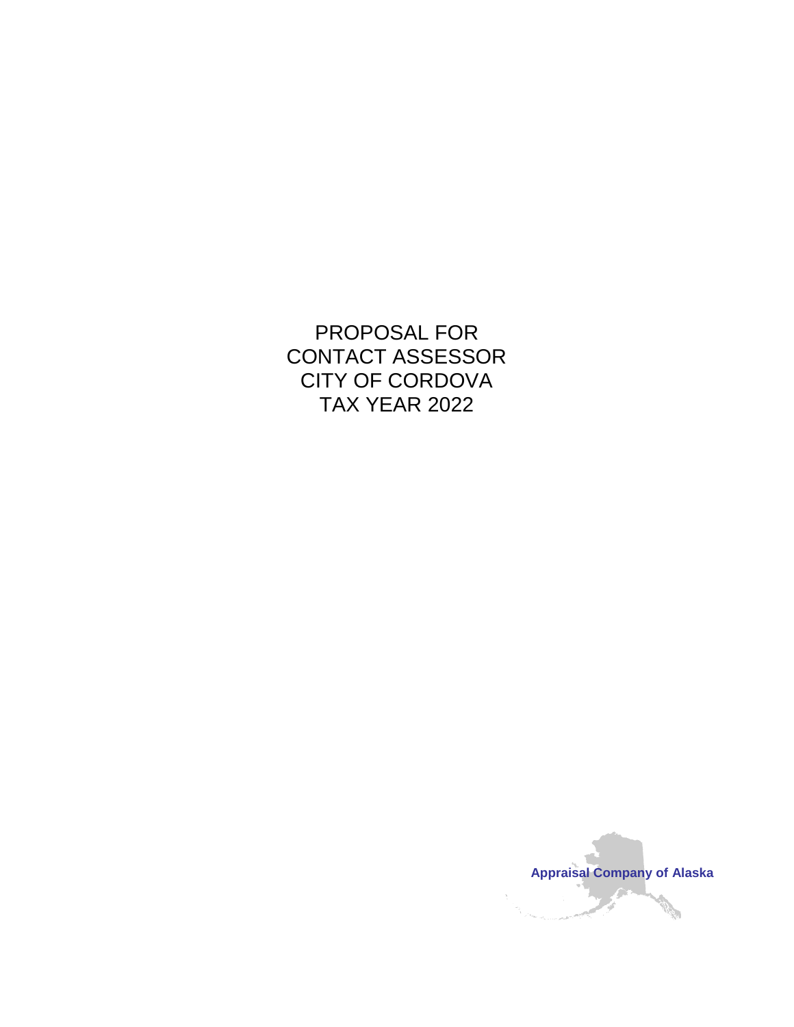# PROPOSAL FOR
# CONTACT ASSESSOR
# CITY OF CORDOVA
# TAX YEAR 2022

**Appraisal Company of Alaska**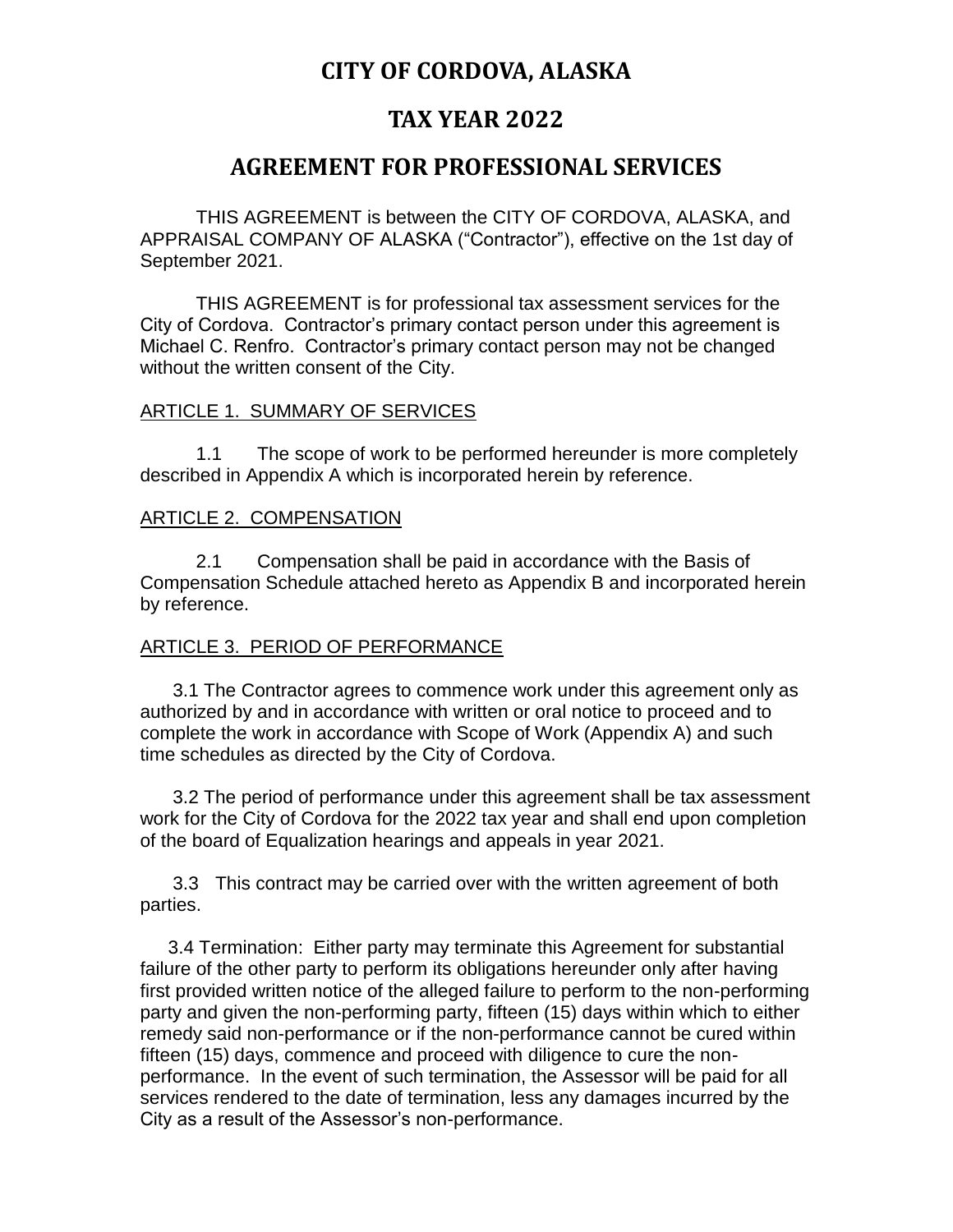# CITY OF CORDOVA, ALASKA

# TAX YEAR 2022

# AGREEMENT FOR PROFESSIONAL SERVICES

THIS AGREEMENT is between the CITY OF CORDOVA, ALASKA, and APPRAISAL COMPANY OF ALASKA ("Contractor"), effective on the 1st day of September 2021.

THIS AGREEMENT is for professional tax assessment services for the City of Cordova. Contractor's primary contact person under this agreement is Michael C. Renfro. Contractor's primary contact person may not be changed without the written consent of the City.

## ARTICLE 1. SUMMARY OF SERVICES

1.1 The scope of work to be performed hereunder is more completely described in Appendix A which is incorporated herein by reference.

## ARTICLE 2. COMPENSATION

2.1 Compensation shall be paid in accordance with the Basis of Compensation Schedule attached hereto as Appendix B and incorporated herein by reference.

## ARTICLE 3. PERIOD OF PERFORMANCE

3.1 The Contractor agrees to commence work under this agreement only as authorized by and in accordance with written or oral notice to proceed and to complete the work in accordance with Scope of Work (Appendix A) and such time schedules as directed by the City of Cordova.

3.2 The period of performance under this agreement shall be tax assessment work for the City of Cordova for the 2022 tax year and shall end upon completion of the board of Equalization hearings and appeals in year 2021.

3.3 This contract may be carried over with the written agreement of both parties.

3.4 Termination: Either party may terminate this Agreement for substantial failure of the other party to perform its obligations hereunder only after having first provided written notice of the alleged failure to perform to the non-performing party and given the non-performing party, fifteen (15) days within which to either remedy said non-performance or if the non-performance cannot be cured within fifteen (15) days, commence and proceed with diligence to cure the non-performance. In the event of such termination, the Assessor will be paid for all services rendered to the date of termination, less any damages incurred by the City as a result of the Assessor's non-performance.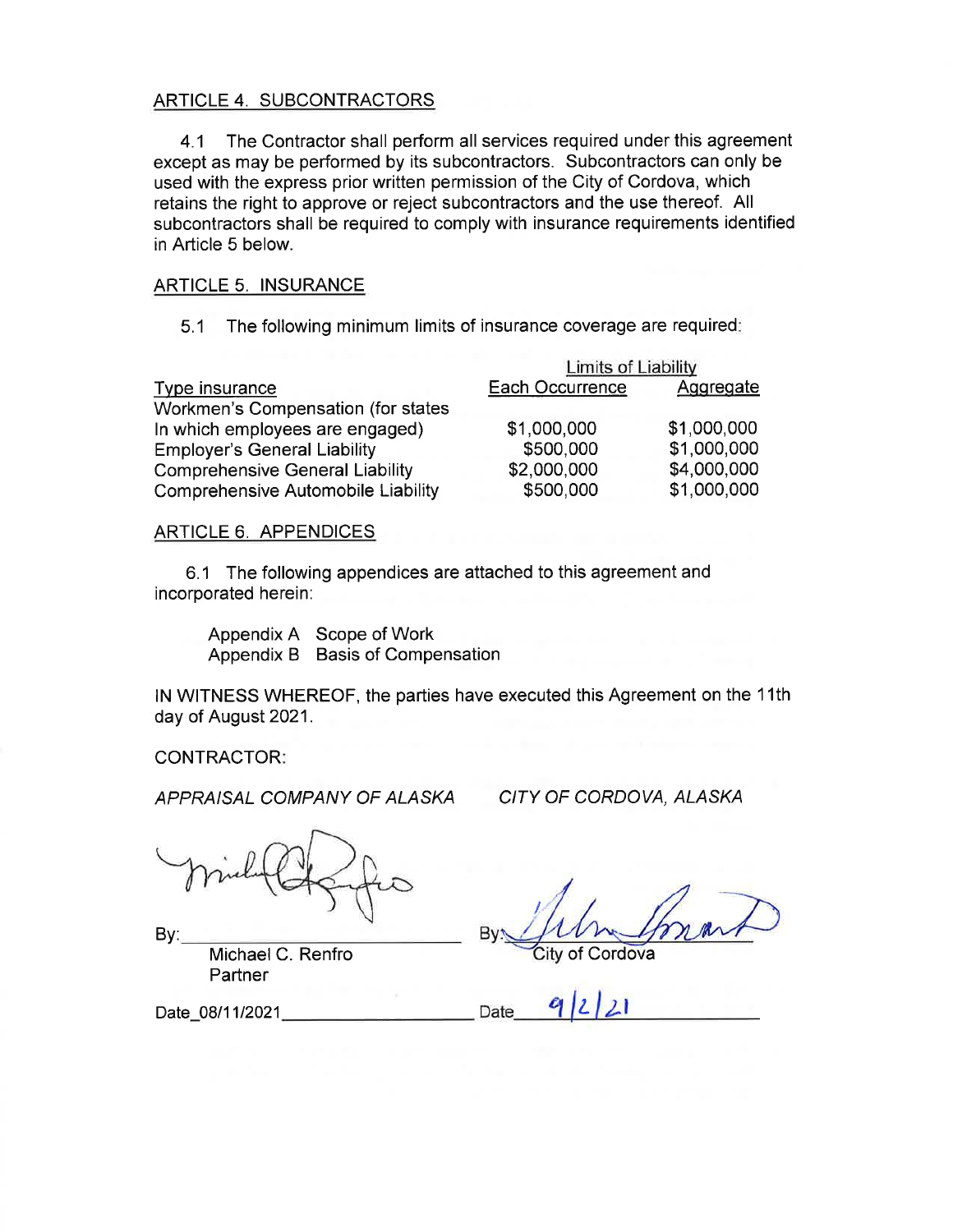## ARTICLE 4. SUBCONTRACTORS

4.1 The Contractor shall perform all services required under this agreement except as may be performed by its subcontractors. Subcontractors can only be used with the express prior written permission of the City of Cordova, which retains the right to approve or reject subcontractors and the use thereof. All subcontractors shall be required to comply with insurance requirements identified in Article 5 below.

## ARTICLE 5. INSURANCE

5.1 The following minimum limits of insurance coverage are required:

| | Limits of Liability | |
|---|---|---|
| Type insurance | Each Occurrence | Aggregate |
| Workmen's Compensation (for states In which employees are engaged) | $1,000,000 | $1,000,000 |
| Employer's General Liability | $500,000 | $1,000,000 |
| Comprehensive General Liability | $2,000,000 | $4,000,000 |
| Comprehensive Automobile Liability | $500,000 | $1,000,000 |

## ARTICLE 6. APPENDICES

6.1 The following appendices are attached to this agreement and incorporated herein:

Appendix A Scope of Work
Appendix B Basis of Compensation

IN WITNESS WHEREOF, the parties have executed this Agreement on the 11th day of August 2021.

CONTRACTOR:

*APPRAISAL COMPANY OF ALASKA*

By: ______________________
Michael C. Renfro
Partner

Date_08/11/2021______________

*CITY OF CORDOVA, ALASKA*

By: ______________________
City of Cordova

Date 9/2/21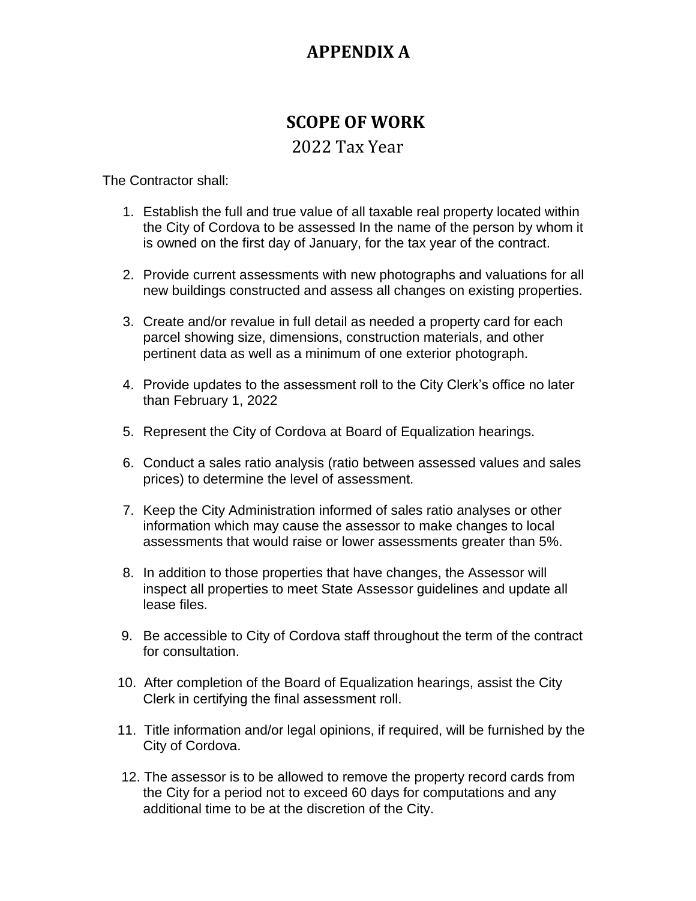# APPENDIX A

## SCOPE OF WORK

2022 Tax Year

The Contractor shall:

1. Establish the full and true value of all taxable real property located within the City of Cordova to be assessed In the name of the person by whom it is owned on the first day of January, for the tax year of the contract.
2. Provide current assessments with new photographs and valuations for all new buildings constructed and assess all changes on existing properties.
3. Create and/or revalue in full detail as needed a property card for each parcel showing size, dimensions, construction materials, and other pertinent data as well as a minimum of one exterior photograph.
4. Provide updates to the assessment roll to the City Clerk's office no later than February 1, 2022
5. Represent the City of Cordova at Board of Equalization hearings.
6. Conduct a sales ratio analysis (ratio between assessed values and sales prices) to determine the level of assessment.
7. Keep the City Administration informed of sales ratio analyses or other information which may cause the assessor to make changes to local assessments that would raise or lower assessments greater than 5%.
8. In addition to those properties that have changes, the Assessor will inspect all properties to meet State Assessor guidelines and update all lease files.
9. Be accessible to City of Cordova staff throughout the term of the contract for consultation.
10. After completion of the Board of Equalization hearings, assist the City Clerk in certifying the final assessment roll.
11. Title information and/or legal opinions, if required, will be furnished by the City of Cordova.
12. The assessor is to be allowed to remove the property record cards from the City for a period not to exceed 60 days for computations and any additional time to be at the discretion of the City.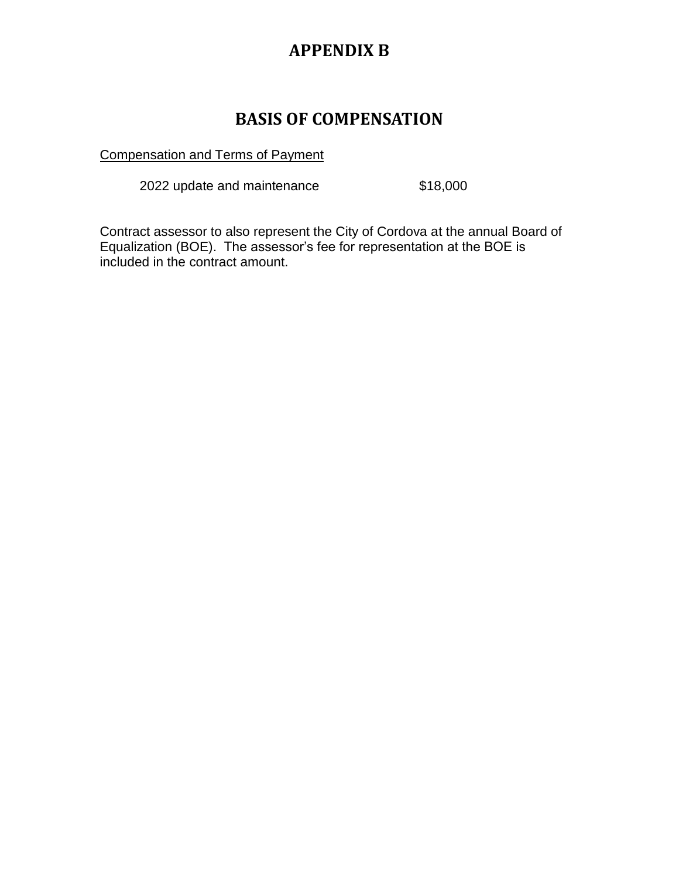# APPENDIX B

## BASIS OF COMPENSATION

Compensation and Terms of Payment

| | |
|---|---|
| 2022 update and maintenance | $18,000 |

Contract assessor to also represent the City of Cordova at the annual Board of Equalization (BOE). The assessor's fee for representation at the BOE is included in the contract amount.